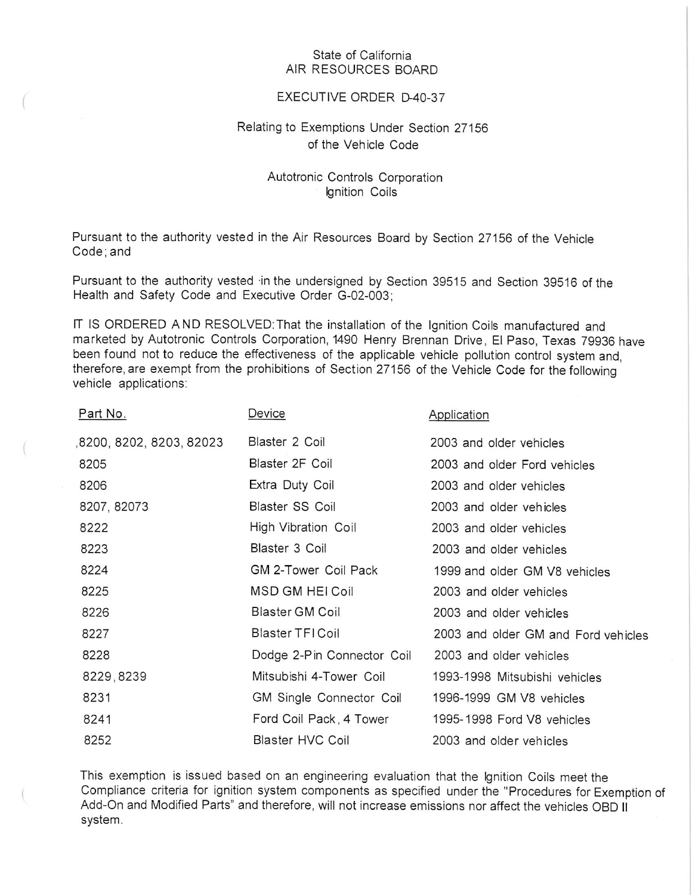State of California
AIR RESOURCES BOARD

EXECUTIVE ORDER D-40-37

Relating to Exemptions Under Section 27156
of the Vehicle Code

Autotronic Controls Corporation
Ignition Coils

Pursuant to the authority vested in the Air Resources Board by Section 27156 of the Vehicle Code; and

Pursuant to the authority vested in the undersigned by Section 39515 and Section 39516 of the Health and Safety Code and Executive Order G-02-003;

IT IS ORDERED AND RESOLVED: That the installation of the Ignition Coils manufactured and marketed by Autotronic Controls Corporation, 1490 Henry Brennan Drive, El Paso, Texas 79936 have been found not to reduce the effectiveness of the applicable vehicle pollution control system and, therefore, are exempt from the prohibitions of Section 27156 of the Vehicle Code for the following vehicle applications:

| Part No. | Device | Application |
|---|---|---|
| ,8200, 8202, 8203, 82023 | Blaster 2 Coil | 2003 and older vehicles |
| 8205 | Blaster 2F Coil | 2003 and older Ford vehicles |
| 8206 | Extra Duty Coil | 2003 and older vehicles |
| 8207, 82073 | Blaster SS Coil | 2003 and older vehicles |
| 8222 | High Vibration Coil | 2003 and older vehicles |
| 8223 | Blaster 3 Coil | 2003 and older vehicles |
| 8224 | GM 2-Tower Coil Pack | 1999 and older GM V8 vehicles |
| 8225 | MSD GM HEI Coil | 2003 and older vehicles |
| 8226 | Blaster GM Coil | 2003 and older vehicles |
| 8227 | Blaster TFI Coil | 2003 and older GM and Ford vehicles |
| 8228 | Dodge 2-Pin Connector Coil | 2003 and older vehicles |
| 8229, 8239 | Mitsubishi 4-Tower Coil | 1993-1998 Mitsubishi vehicles |
| 8231 | GM Single Connector Coil | 1996-1999 GM V8 vehicles |
| 8241 | Ford Coil Pack, 4 Tower | 1995-1998 Ford V8 vehicles |
| 8252 | Blaster HVC Coil | 2003 and older vehicles |

This exemption is issued based on an engineering evaluation that the Ignition Coils meet the Compliance criteria for ignition system components as specified under the "Procedures for Exemption of Add-On and Modified Parts" and therefore, will not increase emissions nor affect the vehicles OBD II system.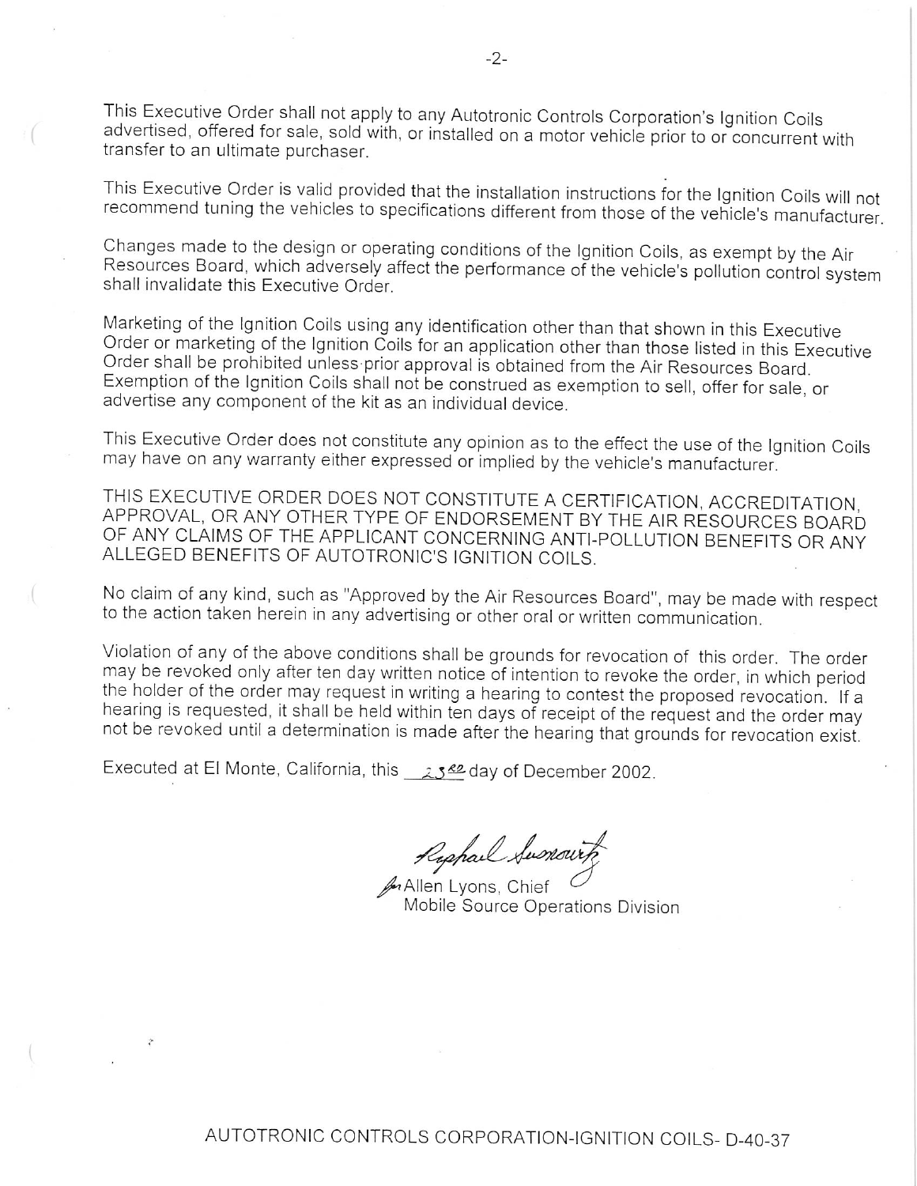This Executive Order shall not apply to any Autotronic Controls Corporation's Ignition Coils advertised, offered for sale, sold with, or installed on a motor vehicle prior to or concurrent with transfer to an ultimate purchaser.

This Executive Order is valid provided that the installation instructions for the Ignition Coils will not recommend tuning the vehicles to specifications different from those of the vehicle's manufacturer.

Changes made to the design or operating conditions of the Ignition Coils, as exempt by the Air Resources Board, which adversely affect the performance of the vehicle's pollution control system shall invalidate this Executive Order.

Marketing of the Ignition Coils using any identification other than that shown in this Executive Order or marketing of the Ignition Coils for an application other than those listed in this Executive Order shall be prohibited unless prior approval is obtained from the Air Resources Board. Exemption of the Ignition Coils shall not be construed as exemption to sell, offer for sale, or advertise any component of the kit as an individual device.

This Executive Order does not constitute any opinion as to the effect the use of the Ignition Coils may have on any warranty either expressed or implied by the vehicle's manufacturer.

THIS EXECUTIVE ORDER DOES NOT CONSTITUTE A CERTIFICATION, ACCREDITATION, APPROVAL, OR ANY OTHER TYPE OF ENDORSEMENT BY THE AIR RESOURCES BOARD OF ANY CLAIMS OF THE APPLICANT CONCERNING ANTI-POLLUTION BENEFITS OR ANY ALLEGED BENEFITS OF AUTOTRONIC'S IGNITION COILS.

No claim of any kind, such as "Approved by the Air Resources Board", may be made with respect to the action taken herein in any advertising or other oral or written communication.

Violation of any of the above conditions shall be grounds for revocation of this order. The order may be revoked only after ten day written notice of intention to revoke the order, in which period the holder of the order may request in writing a hearing to contest the proposed revocation. If a hearing is requested, it shall be held within ten days of receipt of the request and the order may not be revoked until a determination is made after the hearing that grounds for revocation exist.

Executed at El Monte, California, this 23rd day of December 2002.

Raphael Susnowitz

for Allen Lyons, Chief
Mobile Source Operations Division

AUTOTRONIC CONTROLS CORPORATION-IGNITION COILS- D-40-37